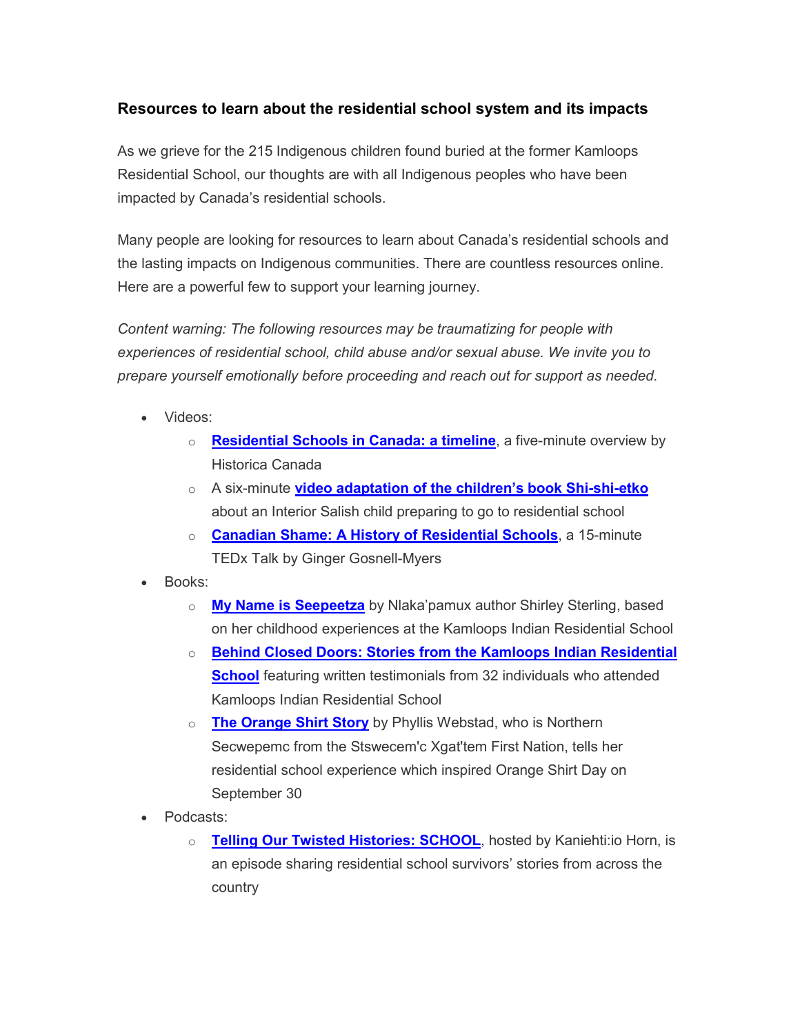### Resources to learn about the residential school system and its impacts

As we grieve for the 215 Indigenous children found buried at the former Kamloops Residential School, our thoughts are with all Indigenous peoples who have been impacted by Canada's residential schools.

Many people are looking for resources to learn about Canada's residential schools and the lasting impacts on Indigenous communities. There are countless resources online. Here are a powerful few to support your learning journey.

*Content warning: The following resources may be traumatizing for people with experiences of residential school, child abuse and/or sexual abuse. We invite you to prepare yourself emotionally before proceeding and reach out for support as needed.*

- Videos:
  - **Residential Schools in Canada: a timeline**, a five-minute overview by Historica Canada
  - A six-minute **video adaptation of the children's book Shi-shi-etko** about an Interior Salish child preparing to go to residential school
  - **Canadian Shame: A History of Residential Schools**, a 15-minute TEDx Talk by Ginger Gosnell-Myers
- Books:
  - **My Name is Seepeetza** by Nlaka'pamux author Shirley Sterling, based on her childhood experiences at the Kamloops Indian Residential School
  - **Behind Closed Doors: Stories from the Kamloops Indian Residential School** featuring written testimonials from 32 individuals who attended Kamloops Indian Residential School
  - **The Orange Shirt Story** by Phyllis Webstad, who is Northern Secwepemc from the Stswecem'c Xgat'tem First Nation, tells her residential school experience which inspired Orange Shirt Day on September 30
- Podcasts:
  - **Telling Our Twisted Histories: SCHOOL**, hosted by Kaniehti:io Horn, is an episode sharing residential school survivors' stories from across the country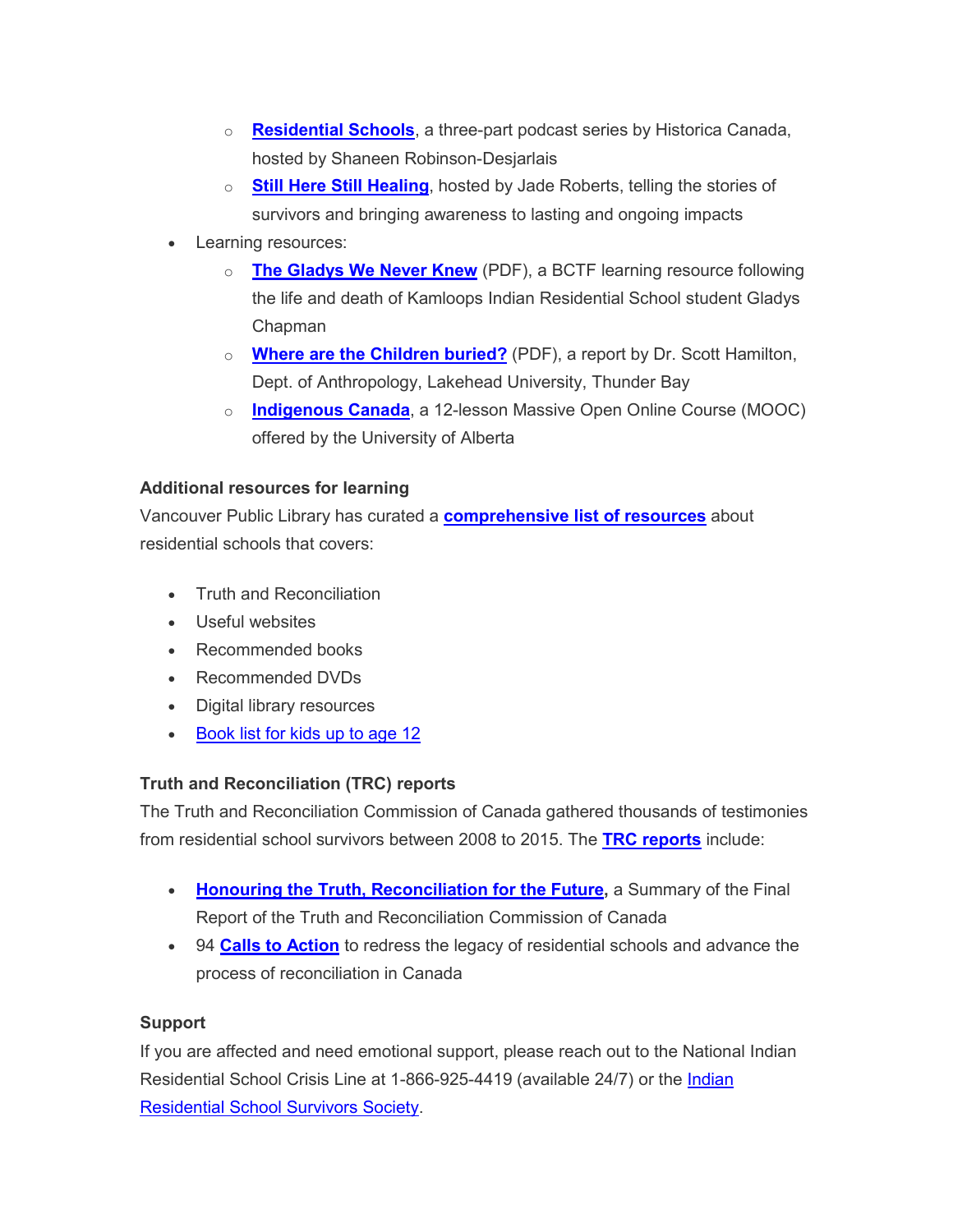- **Residential Schools**, a three-part podcast series by Historica Canada, hosted by Shaneen Robinson-Desjarlais
    - **Still Here Still Healing**, hosted by Jade Roberts, telling the stories of survivors and bringing awareness to lasting and ongoing impacts
- Learning resources:
    - **The Gladys We Never Knew** (PDF), a BCTF learning resource following the life and death of Kamloops Indian Residential School student Gladys Chapman
    - **Where are the Children buried?** (PDF), a report by Dr. Scott Hamilton, Dept. of Anthropology, Lakehead University, Thunder Bay
    - **Indigenous Canada**, a 12-lesson Massive Open Online Course (MOOC) offered by the University of Alberta

**Additional resources for learning**

Vancouver Public Library has curated a **comprehensive list of resources** about residential schools that covers:

- Truth and Reconciliation
- Useful websites
- Recommended books
- Recommended DVDs
- Digital library resources
- Book list for kids up to age 12

**Truth and Reconciliation (TRC) reports**

The Truth and Reconciliation Commission of Canada gathered thousands of testimonies from residential school survivors between 2008 to 2015. The **TRC reports** include:

- **Honouring the Truth, Reconciliation for the Future,** a Summary of the Final Report of the Truth and Reconciliation Commission of Canada
- 94 **Calls to Action** to redress the legacy of residential schools and advance the process of reconciliation in Canada

**Support**

If you are affected and need emotional support, please reach out to the National Indian Residential School Crisis Line at 1-866-925-4419 (available 24/7) or the Indian Residential School Survivors Society.